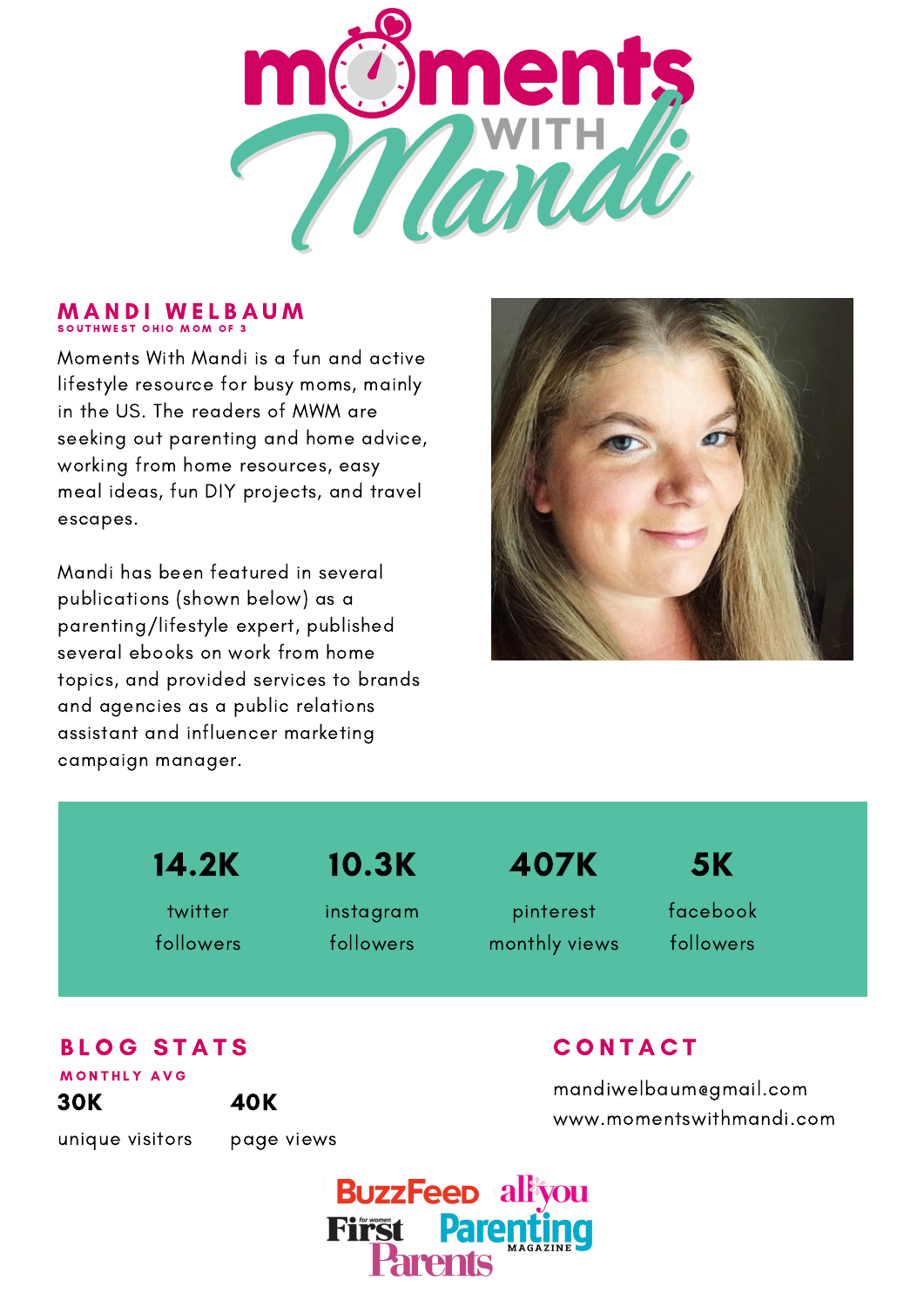# Moments WITH Mandi

## MANDI WELBAUM

**SOUTHWEST OHIO MOM OF 3**

Moments With Mandi is a fun and active lifestyle resource for busy moms, mainly in the US. The readers of MWM are seeking out parenting and home advice, working from home resources, easy meal ideas, fun DIY projects, and travel escapes.

Mandi has been featured in several publications (shown below) as a parenting/lifestyle expert, published several ebooks on work from home topics, and provided services to brands and agencies as a public relations assistant and influencer marketing campaign manager.

| 14.2K | 10.3K | 407K | 5K |
|---|---|---|---|
| twitter followers | instagram followers | pinterest monthly views | facebook followers |

## BLOG STATS

**MONTHLY AVG**

| 30K | 40K |
|---|---|
| unique visitors | page views |

## CONTACT

mandiwelbaum@gmail.com
www.momentswithmandi.com

BuzzFeed · all you · First for women · Parenting Magazine · Parents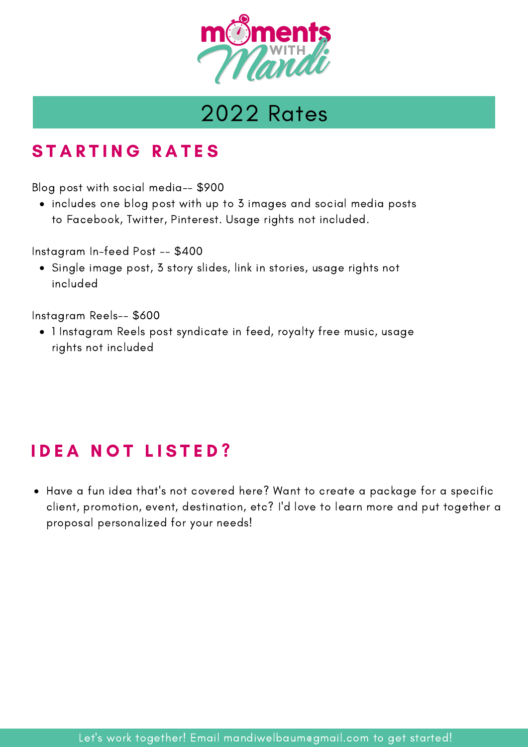moments WITH Mandi

# 2022 Rates

## STARTING RATES

Blog post with social media-- $900

- includes one blog post with up to 3 images and social media posts to Facebook, Twitter, Pinterest. Usage rights not included.

Instagram In-feed Post -- $400

- Single image post, 3 story slides, link in stories, usage rights not included

Instagram Reels-- $600

- 1 Instagram Reels post syndicate in feed, royalty free music, usage rights not included

## IDEA NOT LISTED?

- Have a fun idea that's not covered here? Want to create a package for a specific client, promotion, event, destination, etc? I'd love to learn more and put together a proposal personalized for your needs!

Let's work together! Email mandiwelbaum@gmail.com to get started!